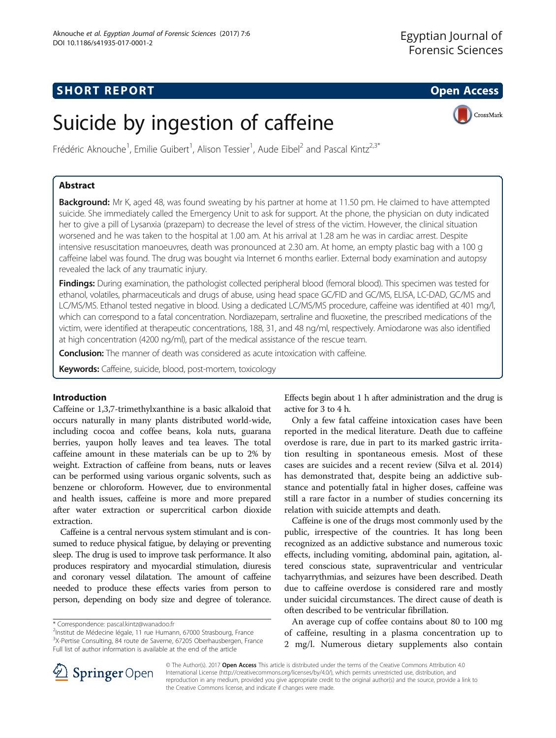SHORT REPORT

Open Access

# Suicide by ingestion of caffeine

Frédéric Aknouche[1], Emilie Guibert[1], Alison Tessier[1], Aude Eibel[2] and Pascal Kintz[2,3*]

## Abstract

**Background:** Mr K, aged 48, was found sweating by his partner at home at 11.50 pm. He claimed to have attempted suicide. She immediately called the Emergency Unit to ask for support. At the phone, the physician on duty indicated her to give a pill of Lysanxia (prazepam) to decrease the level of stress of the victim. However, the clinical situation worsened and he was taken to the hospital at 1.00 am. At his arrival at 1.28 am he was in cardiac arrest. Despite intensive resuscitation manoeuvres, death was pronounced at 2.30 am. At home, an empty plastic bag with a 100 g caffeine label was found. The drug was bought via Internet 6 months earlier. External body examination and autopsy revealed the lack of any traumatic injury.

**Findings:** During examination, the pathologist collected peripheral blood (femoral blood). This specimen was tested for ethanol, volatiles, pharmaceuticals and drugs of abuse, using head space GC/FID and GC/MS, ELISA, LC-DAD, GC/MS and LC/MS/MS. Ethanol tested negative in blood. Using a dedicated LC/MS/MS procedure, caffeine was identified at 401 mg/l, which can correspond to a fatal concentration. Nordiazepam, sertraline and fluoxetine, the prescribed medications of the victim, were identified at therapeutic concentrations, 188, 31, and 48 ng/ml, respectively. Amiodarone was also identified at high concentration (4200 ng/ml), part of the medical assistance of the rescue team.

**Conclusion:** The manner of death was considered as acute intoxication with caffeine.

**Keywords:** Caffeine, suicide, blood, post-mortem, toxicology

## Introduction

Caffeine or 1,3,7-trimethylxanthine is a basic alkaloid that occurs naturally in many plants distributed world-wide, including cocoa and coffee beans, kola nuts, guarana berries, yaupon holly leaves and tea leaves. The total caffeine amount in these materials can be up to 2% by weight. Extraction of caffeine from beans, nuts or leaves can be performed using various organic solvents, such as benzene or chloroform. However, due to environmental and health issues, caffeine is more and more prepared after water extraction or supercritical carbon dioxide extraction.

Caffeine is a central nervous system stimulant and is consumed to reduce physical fatigue, by delaying or preventing sleep. The drug is used to improve task performance. It also produces respiratory and myocardial stimulation, diuresis and coronary vessel dilatation. The amount of caffeine needed to produce these effects varies from person to person, depending on body size and degree of tolerance. Effects begin about 1 h after administration and the drug is active for 3 to 4 h.

Only a few fatal caffeine intoxication cases have been reported in the medical literature. Death due to caffeine overdose is rare, due in part to its marked gastric irritation resulting in spontaneous emesis. Most of these cases are suicides and a recent review (Silva et al. 2014) has demonstrated that, despite being an addictive substance and potentially fatal in higher doses, caffeine was still a rare factor in a number of studies concerning its relation with suicide attempts and death.

Caffeine is one of the drugs most commonly used by the public, irrespective of the countries. It has long been recognized as an addictive substance and numerous toxic effects, including vomiting, abdominal pain, agitation, altered conscious state, supraventricular and ventricular tachyarrythmias, and seizures have been described. Death due to caffeine overdose is considered rare and mostly under suicidal circumstances. The direct cause of death is often described to be ventricular fibrillation.

An average cup of coffee contains about 80 to 100 mg of caffeine, resulting in a plasma concentration up to 2 mg/l. Numerous dietary supplements also contain

\* Correspondence: pascal.kintz@wanadoo.fr
[2]Institut de Médecine légale, 11 rue Humann, 67000 Strasbourg, France
[3]X-Pertise Consulting, 84 route de Saverne, 67205 Oberhausbergen, France
Full list of author information is available at the end of the article

© The Author(s). 2017 **Open Access** This article is distributed under the terms of the Creative Commons Attribution 4.0 International License (http://creativecommons.org/licenses/by/4.0/), which permits unrestricted use, distribution, and reproduction in any medium, provided you give appropriate credit to the original author(s) and the source, provide a link to the Creative Commons license, and indicate if changes were made.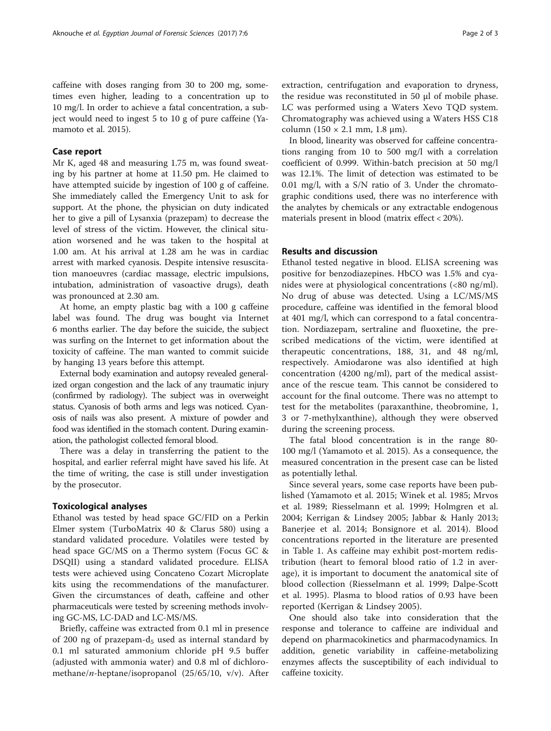caffeine with doses ranging from 30 to 200 mg, sometimes even higher, leading to a concentration up to 10 mg/l. In order to achieve a fatal concentration, a subject would need to ingest 5 to 10 g of pure caffeine (Yamamoto et al. 2015).

## Case report

Mr K, aged 48 and measuring 1.75 m, was found sweating by his partner at home at 11.50 pm. He claimed to have attempted suicide by ingestion of 100 g of caffeine. She immediately called the Emergency Unit to ask for support. At the phone, the physician on duty indicated her to give a pill of Lysanxia (prazepam) to decrease the level of stress of the victim. However, the clinical situation worsened and he was taken to the hospital at 1.00 am. At his arrival at 1.28 am he was in cardiac arrest with marked cyanosis. Despite intensive resuscitation manoeuvres (cardiac massage, electric impulsions, intubation, administration of vasoactive drugs), death was pronounced at 2.30 am.

At home, an empty plastic bag with a 100 g caffeine label was found. The drug was bought via Internet 6 months earlier. The day before the suicide, the subject was surfing on the Internet to get information about the toxicity of caffeine. The man wanted to commit suicide by hanging 13 years before this attempt.

External body examination and autopsy revealed generalized organ congestion and the lack of any traumatic injury (confirmed by radiology). The subject was in overweight status. Cyanosis of both arms and legs was noticed. Cyanosis of nails was also present. A mixture of powder and food was identified in the stomach content. During examination, the pathologist collected femoral blood.

There was a delay in transferring the patient to the hospital, and earlier referral might have saved his life. At the time of writing, the case is still under investigation by the prosecutor.

## Toxicological analyses

Ethanol was tested by head space GC/FID on a Perkin Elmer system (TurboMatrix 40 & Clarus 580) using a standard validated procedure. Volatiles were tested by head space GC/MS on a Thermo system (Focus GC & DSQII) using a standard validated procedure. ELISA tests were achieved using Concateno Cozart Microplate kits using the recommendations of the manufacturer. Given the circumstances of death, caffeine and other pharmaceuticals were tested by screening methods involving GC-MS, LC-DAD and LC-MS/MS.

Briefly, caffeine was extracted from 0.1 ml in presence of 200 ng of prazepam-$d_5$ used as internal standard by 0.1 ml saturated ammonium chloride pH 9.5 buffer (adjusted with ammonia water) and 0.8 ml of dichloromethane/*n*-heptane/isopropanol (25/65/10, v/v). After extraction, centrifugation and evaporation to dryness, the residue was reconstituted in 50 μl of mobile phase. LC was performed using a Waters Xevo TQD system. Chromatography was achieved using a Waters HSS C18 column (150 × 2.1 mm, 1.8 μm).

In blood, linearity was observed for caffeine concentrations ranging from 10 to 500 mg/l with a correlation coefficient of 0.999. Within-batch precision at 50 mg/l was 12.1%. The limit of detection was estimated to be 0.01 mg/l, with a S/N ratio of 3. Under the chromatographic conditions used, there was no interference with the analytes by chemicals or any extractable endogenous materials present in blood (matrix effect < 20%).

## Results and discussion

Ethanol tested negative in blood. ELISA screening was positive for benzodiazepines. HbCO was 1.5% and cyanides were at physiological concentrations (<80 ng/ml). No drug of abuse was detected. Using a LC/MS/MS procedure, caffeine was identified in the femoral blood at 401 mg/l, which can correspond to a fatal concentration. Nordiazepam, sertraline and fluoxetine, the prescribed medications of the victim, were identified at therapeutic concentrations, 188, 31, and 48 ng/ml, respectively. Amiodarone was also identified at high concentration (4200 ng/ml), part of the medical assistance of the rescue team. This cannot be considered to account for the final outcome. There was no attempt to test for the metabolites (paraxanthine, theobromine, 1, 3 or 7-methylxanthine), although they were observed during the screening process.

The fatal blood concentration is in the range 80-100 mg/l (Yamamoto et al. 2015). As a consequence, the measured concentration in the present case can be listed as potentially lethal.

Since several years, some case reports have been published (Yamamoto et al. 2015; Winek et al. 1985; Mrvos et al. 1989; Riesselmann et al. 1999; Holmgren et al. 2004; Kerrigan & Lindsey 2005; Jabbar & Hanly 2013; Banerjee et al. 2014; Bonsignore et al. 2014). Blood concentrations reported in the literature are presented in Table 1. As caffeine may exhibit post-mortem redistribution (heart to femoral blood ratio of 1.2 in average), it is important to document the anatomical site of blood collection (Riesselmann et al. 1999; Dalpe-Scott et al. 1995). Plasma to blood ratios of 0.93 have been reported (Kerrigan & Lindsey 2005).

One should also take into consideration that the response and tolerance to caffeine are individual and depend on pharmacokinetics and pharmacodynamics. In addition, genetic variability in caffeine-metabolizing enzymes affects the susceptibility of each individual to caffeine toxicity.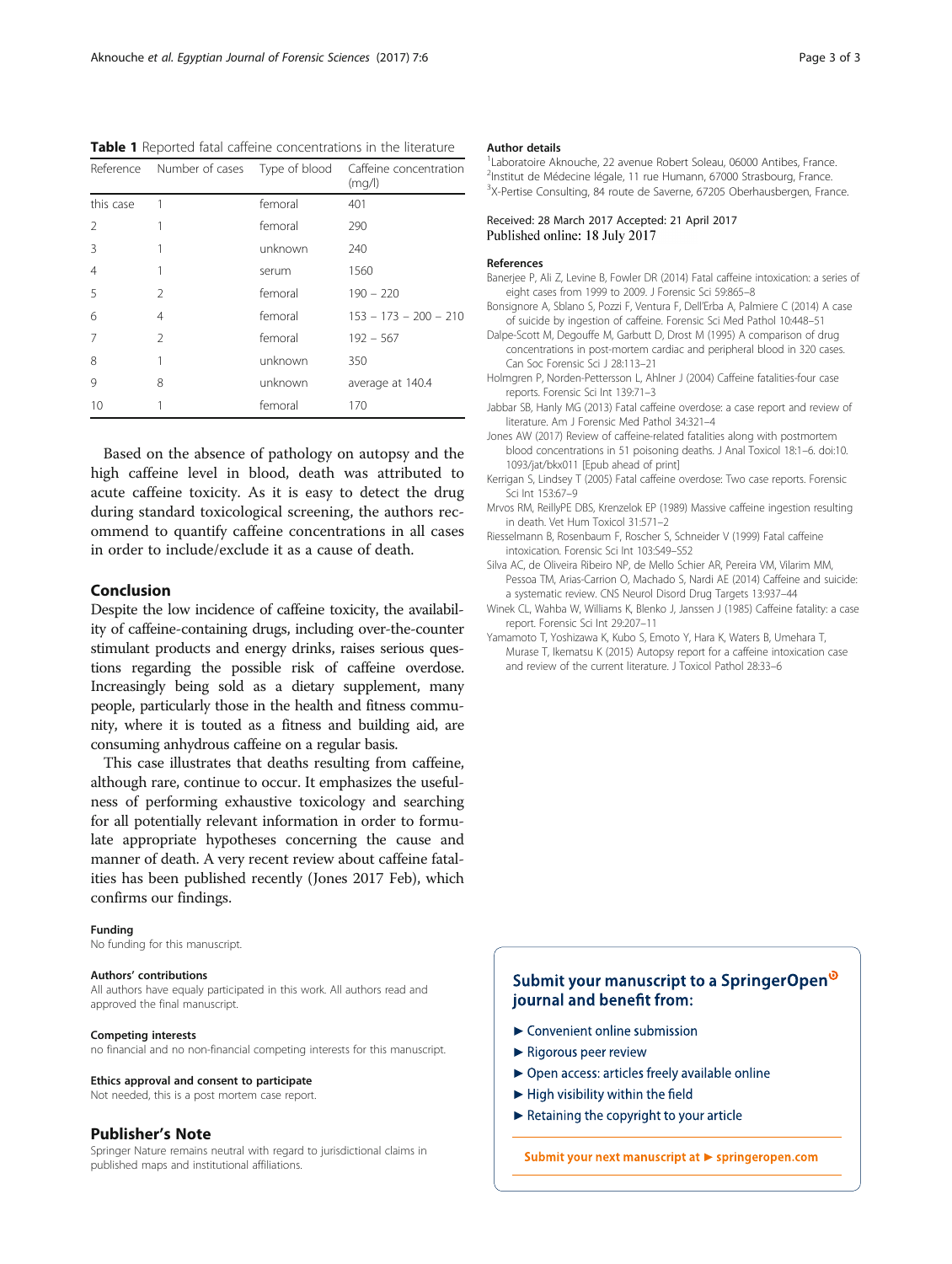**Table 1** Reported fatal caffeine concentrations in the literature

| Reference | Number of cases | Type of blood | Caffeine concentration (mg/l) |
|---|---|---|---|
| this case | 1 | femoral | 401 |
| 2 | 1 | femoral | 290 |
| 3 | 1 | unknown | 240 |
| 4 | 1 | serum | 1560 |
| 5 | 2 | femoral | 190 – 220 |
| 6 | 4 | femoral | 153 – 173 – 200 – 210 |
| 7 | 2 | femoral | 192 – 567 |
| 8 | 1 | unknown | 350 |
| 9 | 8 | unknown | average at 140.4 |
| 10 | 1 | femoral | 170 |

Based on the absence of pathology on autopsy and the high caffeine level in blood, death was attributed to acute caffeine toxicity. As it is easy to detect the drug during standard toxicological screening, the authors recommend to quantify caffeine concentrations in all cases in order to include/exclude it as a cause of death.

## Conclusion

Despite the low incidence of caffeine toxicity, the availability of caffeine-containing drugs, including over-the-counter stimulant products and energy drinks, raises serious questions regarding the possible risk of caffeine overdose. Increasingly being sold as a dietary supplement, many people, particularly those in the health and fitness community, where it is touted as a fitness and building aid, are consuming anhydrous caffeine on a regular basis.

This case illustrates that deaths resulting from caffeine, although rare, continue to occur. It emphasizes the usefulness of performing exhaustive toxicology and searching for all potentially relevant information in order to formulate appropriate hypotheses concerning the cause and manner of death. A very recent review about caffeine fatalities has been published recently (Jones 2017 Feb), which confirms our findings.

#### Funding
No funding for this manuscript.

#### Authors' contributions
All authors have equaly participated in this work. All authors read and approved the final manuscript.

#### Competing interests
no financial and no non-financial competing interests for this manuscript.

#### Ethics approval and consent to participate
Not needed, this is a post mortem case report.

## Publisher's Note
Springer Nature remains neutral with regard to jurisdictional claims in published maps and institutional affiliations.

#### Author details
[1]Laboratoire Aknouche, 22 avenue Robert Soleau, 06000 Antibes, France. [2]Institut de Médecine légale, 11 rue Humann, 67000 Strasbourg, France. [3]X-Pertise Consulting, 84 route de Saverne, 67205 Oberhausbergen, France.

Received: 28 March 2017 Accepted: 21 April 2017
Published online: 18 July 2017

#### References
Banerjee P, Ali Z, Levine B, Fowler DR (2014) Fatal caffeine intoxication: a series of eight cases from 1999 to 2009. J Forensic Sci 59:865–8

Bonsignore A, Sblano S, Pozzi F, Ventura F, Dell'Erba A, Palmiere C (2014) A case of suicide by ingestion of caffeine. Forensic Sci Med Pathol 10:448–51

Dalpe-Scott M, Degouffe M, Garbutt D, Drost M (1995) A comparison of drug concentrations in post-mortem cardiac and peripheral blood in 320 cases. Can Soc Forensic Sci J 28:113–21

Holmgren P, Norden-Pettersson L, Ahlner J (2004) Caffeine fatalities-four case reports. Forensic Sci Int 139:71–3

Jabbar SB, Hanly MG (2013) Fatal caffeine overdose: a case report and review of literature. Am J Forensic Med Pathol 34:321–4

Jones AW (2017) Review of caffeine-related fatalities along with postmortem blood concentrations in 51 poisoning deaths. J Anal Toxicol 18:1–6. doi:10.1093/jat/bkx011 [Epub ahead of print]

Kerrigan S, Lindsey T (2005) Fatal caffeine overdose: Two case reports. Forensic Sci Int 153:67–9

Mrvos RM, ReillyPE DBS, Krenzelok EP (1989) Massive caffeine ingestion resulting in death. Vet Hum Toxicol 31:571–2

Riesselmann B, Rosenbaum F, Roscher S, Schneider V (1999) Fatal caffeine intoxication. Forensic Sci Int 103:S49–S52

Silva AC, de Oliveira Ribeiro NP, de Mello Schier AR, Pereira VM, Vilarim MM, Pessoa TM, Arias-Carrion O, Machado S, Nardi AE (2014) Caffeine and suicide: a systematic review. CNS Neurol Disord Drug Targets 13:937–44

Winek CL, Wahba W, Williams K, Blenko J, Janssen J (1985) Caffeine fatality: a case report. Forensic Sci Int 29:207–11

Yamamoto T, Yoshizawa K, Kubo S, Emoto Y, Hara K, Waters B, Umehara T, Murase T, Ikematsu K (2015) Autopsy report for a caffeine intoxication case and review of the current literature. J Toxicol Pathol 28:33–6

**Submit your manuscript to a SpringerOpen journal and benefit from:**

- ► Convenient online submission
- ► Rigorous peer review
- ► Open access: articles freely available online
- ► High visibility within the field
- ► Retaining the copyright to your article

Submit your next manuscript at ► springeropen.com